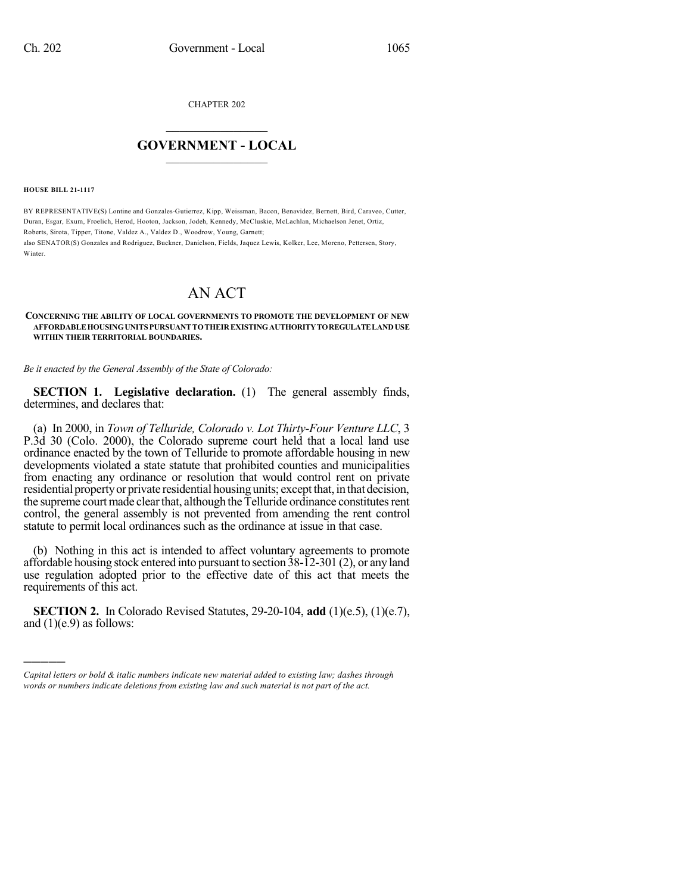CHAPTER 202

# GOVERNMENT - LOCAL

**HOUSE BILL 21-1117**

BY REPRESENTATIVE(S) Lontine and Gonzales-Gutierrez, Kipp, Weissman, Bacon, Benavidez, Bernett, Bird, Caraveo, Cutter, Duran, Esgar, Exum, Froelich, Herod, Hooton, Jackson, Jodeh, Kennedy, McCluskie, McLachlan, Michaelson Jenet, Ortiz, Roberts, Sirota, Tipper, Titone, Valdez A., Valdez D., Woodrow, Young, Garnett;
also SENATOR(S) Gonzales and Rodriguez, Buckner, Danielson, Fields, Jaquez Lewis, Kolker, Lee, Moreno, Pettersen, Story, Winter.

# AN ACT

**CONCERNING THE ABILITY OF LOCAL GOVERNMENTS TO PROMOTE THE DEVELOPMENT OF NEW AFFORDABLE HOUSING UNITS PURSUANT TO THEIR EXISTING AUTHORITY TO REGULATE LAND USE WITHIN THEIR TERRITORIAL BOUNDARIES.**

*Be it enacted by the General Assembly of the State of Colorado:*

**SECTION 1. Legislative declaration.** (1) The general assembly finds, determines, and declares that:

(a) In 2000, in *Town of Telluride, Colorado v. Lot Thirty-Four Venture LLC*, 3 P.3d 30 (Colo. 2000), the Colorado supreme court held that a local land use ordinance enacted by the town of Telluride to promote affordable housing in new developments violated a state statute that prohibited counties and municipalities from enacting any ordinance or resolution that would control rent on private residential property or private residential housing units; except that, in that decision, the supreme court made clear that, although the Telluride ordinance constitutes rent control, the general assembly is not prevented from amending the rent control statute to permit local ordinances such as the ordinance at issue in that case.

(b) Nothing in this act is intended to affect voluntary agreements to promote affordable housing stock entered into pursuant to section 38-12-301 (2), or any land use regulation adopted prior to the effective date of this act that meets the requirements of this act.

**SECTION 2.** In Colorado Revised Statutes, 29-20-104, **add** (1)(e.5), (1)(e.7), and (1)(e.9) as follows:

*Capital letters or bold & italic numbers indicate new material added to existing law; dashes through words or numbers indicate deletions from existing law and such material is not part of the act.*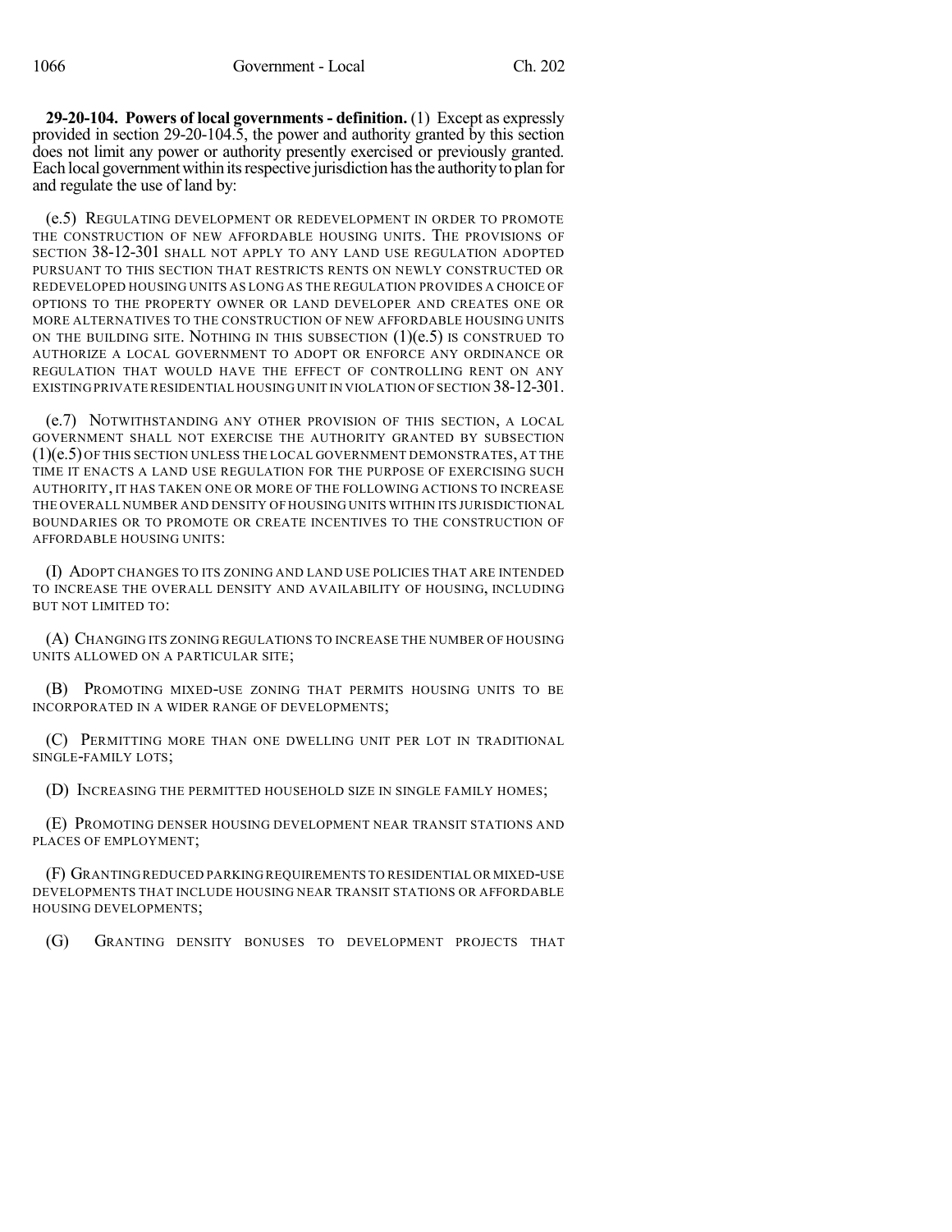**29-20-104. Powers of local governments - definition.** (1) Except as expressly provided in section 29-20-104.5, the power and authority granted by this section does not limit any power or authority presently exercised or previously granted. Each local government within its respective jurisdiction has the authority to plan for and regulate the use of land by:

(e.5) REGULATING DEVELOPMENT OR REDEVELOPMENT IN ORDER TO PROMOTE THE CONSTRUCTION OF NEW AFFORDABLE HOUSING UNITS. THE PROVISIONS OF SECTION 38-12-301 SHALL NOT APPLY TO ANY LAND USE REGULATION ADOPTED PURSUANT TO THIS SECTION THAT RESTRICTS RENTS ON NEWLY CONSTRUCTED OR REDEVELOPED HOUSING UNITS AS LONG AS THE REGULATION PROVIDES A CHOICE OF OPTIONS TO THE PROPERTY OWNER OR LAND DEVELOPER AND CREATES ONE OR MORE ALTERNATIVES TO THE CONSTRUCTION OF NEW AFFORDABLE HOUSING UNITS ON THE BUILDING SITE. NOTHING IN THIS SUBSECTION (1)(e.5) IS CONSTRUED TO AUTHORIZE A LOCAL GOVERNMENT TO ADOPT OR ENFORCE ANY ORDINANCE OR REGULATION THAT WOULD HAVE THE EFFECT OF CONTROLLING RENT ON ANY EXISTING PRIVATE RESIDENTIAL HOUSING UNIT IN VIOLATION OF SECTION 38-12-301.

(e.7) NOTWITHSTANDING ANY OTHER PROVISION OF THIS SECTION, A LOCAL GOVERNMENT SHALL NOT EXERCISE THE AUTHORITY GRANTED BY SUBSECTION (1)(e.5) OF THIS SECTION UNLESS THE LOCAL GOVERNMENT DEMONSTRATES, AT THE TIME IT ENACTS A LAND USE REGULATION FOR THE PURPOSE OF EXERCISING SUCH AUTHORITY, IT HAS TAKEN ONE OR MORE OF THE FOLLOWING ACTIONS TO INCREASE THE OVERALL NUMBER AND DENSITY OF HOUSING UNITS WITHIN ITS JURISDICTIONAL BOUNDARIES OR TO PROMOTE OR CREATE INCENTIVES TO THE CONSTRUCTION OF AFFORDABLE HOUSING UNITS:

(I) ADOPT CHANGES TO ITS ZONING AND LAND USE POLICIES THAT ARE INTENDED TO INCREASE THE OVERALL DENSITY AND AVAILABILITY OF HOUSING, INCLUDING BUT NOT LIMITED TO:

(A) CHANGING ITS ZONING REGULATIONS TO INCREASE THE NUMBER OF HOUSING UNITS ALLOWED ON A PARTICULAR SITE;

(B) PROMOTING MIXED-USE ZONING THAT PERMITS HOUSING UNITS TO BE INCORPORATED IN A WIDER RANGE OF DEVELOPMENTS;

(C) PERMITTING MORE THAN ONE DWELLING UNIT PER LOT IN TRADITIONAL SINGLE-FAMILY LOTS;

(D) INCREASING THE PERMITTED HOUSEHOLD SIZE IN SINGLE FAMILY HOMES;

(E) PROMOTING DENSER HOUSING DEVELOPMENT NEAR TRANSIT STATIONS AND PLACES OF EMPLOYMENT;

(F) GRANTING REDUCED PARKING REQUIREMENTS TO RESIDENTIAL OR MIXED-USE DEVELOPMENTS THAT INCLUDE HOUSING NEAR TRANSIT STATIONS OR AFFORDABLE HOUSING DEVELOPMENTS;

(G) GRANTING DENSITY BONUSES TO DEVELOPMENT PROJECTS THAT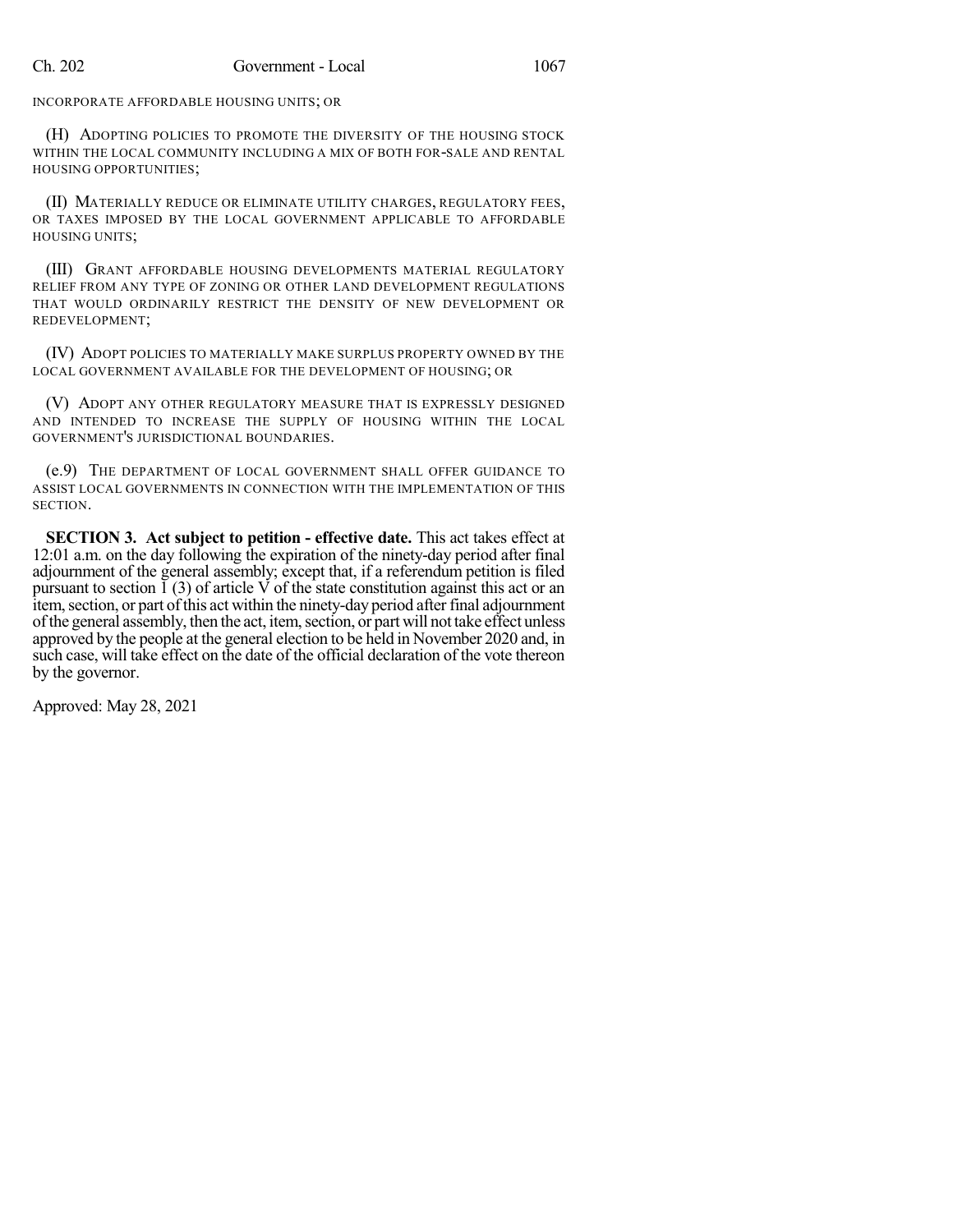INCORPORATE AFFORDABLE HOUSING UNITS; OR

(H) ADOPTING POLICIES TO PROMOTE THE DIVERSITY OF THE HOUSING STOCK WITHIN THE LOCAL COMMUNITY INCLUDING A MIX OF BOTH FOR-SALE AND RENTAL HOUSING OPPORTUNITIES;

(II) MATERIALLY REDUCE OR ELIMINATE UTILITY CHARGES, REGULATORY FEES, OR TAXES IMPOSED BY THE LOCAL GOVERNMENT APPLICABLE TO AFFORDABLE HOUSING UNITS;

(III) GRANT AFFORDABLE HOUSING DEVELOPMENTS MATERIAL REGULATORY RELIEF FROM ANY TYPE OF ZONING OR OTHER LAND DEVELOPMENT REGULATIONS THAT WOULD ORDINARILY RESTRICT THE DENSITY OF NEW DEVELOPMENT OR REDEVELOPMENT;

(IV) ADOPT POLICIES TO MATERIALLY MAKE SURPLUS PROPERTY OWNED BY THE LOCAL GOVERNMENT AVAILABLE FOR THE DEVELOPMENT OF HOUSING; OR

(V) ADOPT ANY OTHER REGULATORY MEASURE THAT IS EXPRESSLY DESIGNED AND INTENDED TO INCREASE THE SUPPLY OF HOUSING WITHIN THE LOCAL GOVERNMENT'S JURISDICTIONAL BOUNDARIES.

(e.9) THE DEPARTMENT OF LOCAL GOVERNMENT SHALL OFFER GUIDANCE TO ASSIST LOCAL GOVERNMENTS IN CONNECTION WITH THE IMPLEMENTATION OF THIS SECTION.

**SECTION 3. Act subject to petition - effective date.** This act takes effect at 12:01 a.m. on the day following the expiration of the ninety-day period after final adjournment of the general assembly; except that, if a referendum petition is filed pursuant to section 1 (3) of article V of the state constitution against this act or an item, section, or part of this act within the ninety-day period after final adjournment of the general assembly, then the act, item, section, or part will not take effect unless approved by the people at the general election to be held in November 2020 and, in such case, will take effect on the date of the official declaration of the vote thereon by the governor.

Approved: May 28, 2021